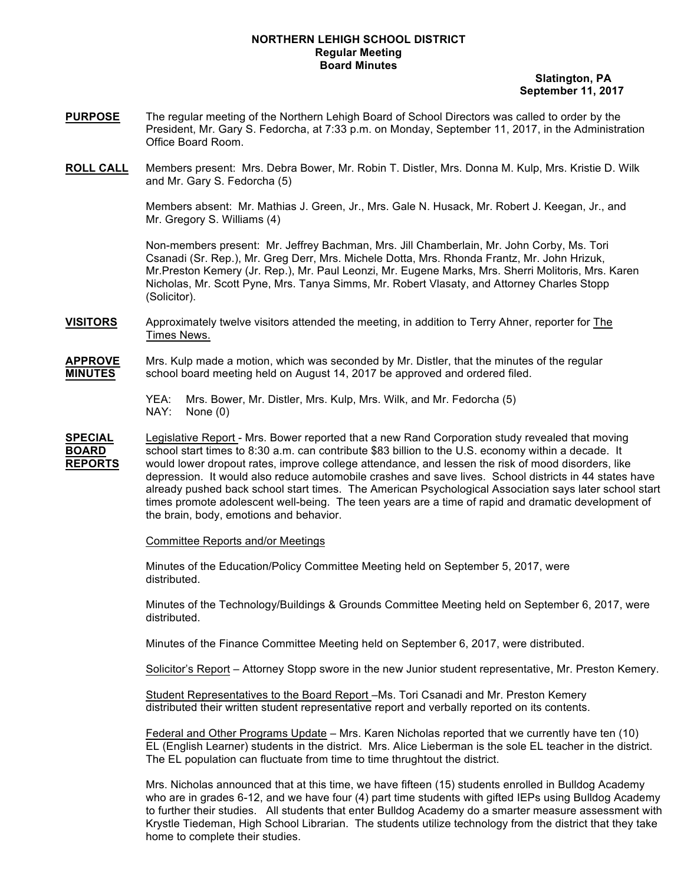**NORTHERN LEHIGH SCHOOL DISTRICT**
**Regular Meeting**
**Board Minutes**

**Slatington, PA**
**September 11, 2017**

**PURPOSE** The regular meeting of the Northern Lehigh Board of School Directors was called to order by the President, Mr. Gary S. Fedorcha, at 7:33 p.m. on Monday, September 11, 2017, in the Administration Office Board Room.

**ROLL CALL** Members present: Mrs. Debra Bower, Mr. Robin T. Distler, Mrs. Donna M. Kulp, Mrs. Kristie D. Wilk and Mr. Gary S. Fedorcha (5)

Members absent: Mr. Mathias J. Green, Jr., Mrs. Gale N. Husack, Mr. Robert J. Keegan, Jr., and Mr. Gregory S. Williams (4)

Non-members present: Mr. Jeffrey Bachman, Mrs. Jill Chamberlain, Mr. John Corby, Ms. Tori Csanadi (Sr. Rep.), Mr. Greg Derr, Mrs. Michele Dotta, Mrs. Rhonda Frantz, Mr. John Hrizuk, Mr.Preston Kemery (Jr. Rep.), Mr. Paul Leonzi, Mr. Eugene Marks, Mrs. Sherri Molitoris, Mrs. Karen Nicholas, Mr. Scott Pyne, Mrs. Tanya Simms, Mr. Robert Vlasaty, and Attorney Charles Stopp (Solicitor).

**VISITORS** Approximately twelve visitors attended the meeting, in addition to Terry Ahner, reporter for The Times News.

**APPROVE MINUTES** Mrs. Kulp made a motion, which was seconded by Mr. Distler, that the minutes of the regular school board meeting held on August 14, 2017 be approved and ordered filed.

YEA: Mrs. Bower, Mr. Distler, Mrs. Kulp, Mrs. Wilk, and Mr. Fedorcha (5)
NAY: None (0)

**SPECIAL BOARD REPORTS** Legislative Report - Mrs. Bower reported that a new Rand Corporation study revealed that moving school start times to 8:30 a.m. can contribute $83 billion to the U.S. economy within a decade. It would lower dropout rates, improve college attendance, and lessen the risk of mood disorders, like depression. It would also reduce automobile crashes and save lives. School districts in 44 states have already pushed back school start times. The American Psychological Association says later school start times promote adolescent well-being. The teen years are a time of rapid and dramatic development of the brain, body, emotions and behavior.

Committee Reports and/or Meetings

Minutes of the Education/Policy Committee Meeting held on September 5, 2017, were distributed.

Minutes of the Technology/Buildings & Grounds Committee Meeting held on September 6, 2017, were distributed.

Minutes of the Finance Committee Meeting held on September 6, 2017, were distributed.

Solicitor's Report – Attorney Stopp swore in the new Junior student representative, Mr. Preston Kemery.

Student Representatives to the Board Report –Ms. Tori Csanadi and Mr. Preston Kemery distributed their written student representative report and verbally reported on its contents.

Federal and Other Programs Update – Mrs. Karen Nicholas reported that we currently have ten (10) EL (English Learner) students in the district. Mrs. Alice Lieberman is the sole EL teacher in the district. The EL population can fluctuate from time to time thrughtout the district.

Mrs. Nicholas announced that at this time, we have fifteen (15) students enrolled in Bulldog Academy who are in grades 6-12, and we have four (4) part time students with gifted IEPs using Bulldog Academy to further their studies. All students that enter Bulldog Academy do a smarter measure assessment with Krystle Tiedeman, High School Librarian. The students utilize technology from the district that they take home to complete their studies.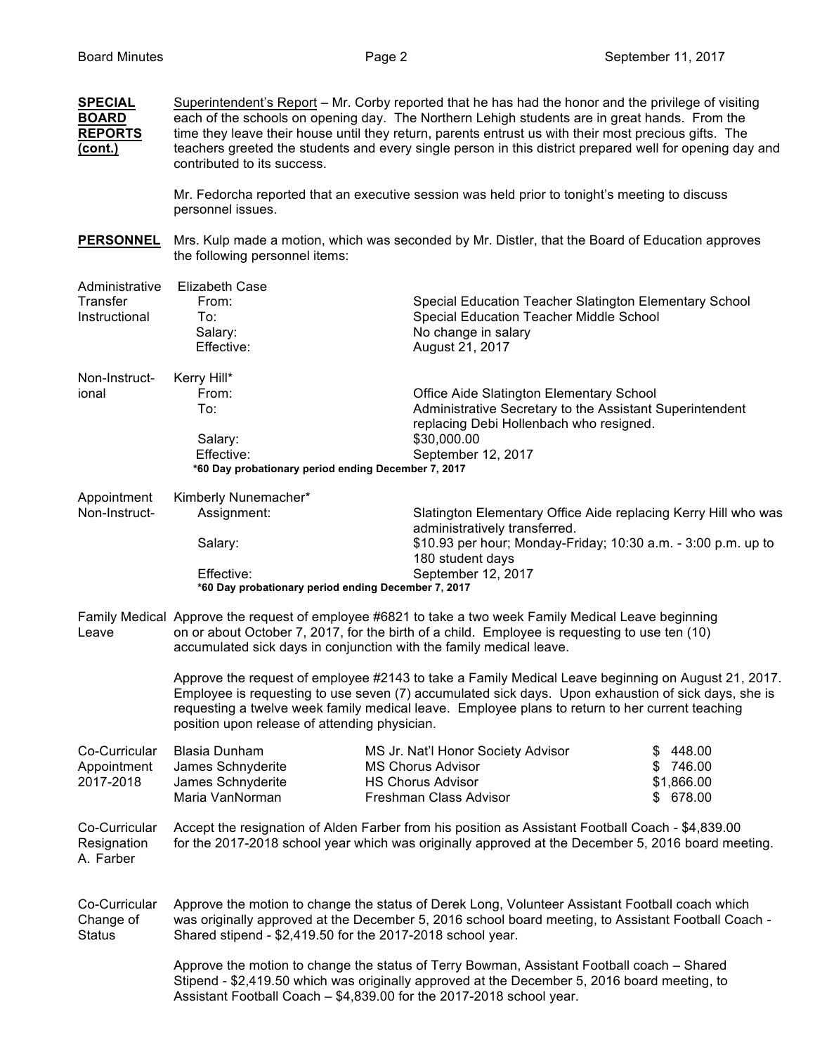**SPECIAL BOARD REPORTS (cont.)**

Superintendent's Report – Mr. Corby reported that he has had the honor and the privilege of visiting each of the schools on opening day. The Northern Lehigh students are in great hands. From the time they leave their house until they return, parents entrust us with their most precious gifts. The teachers greeted the students and every single person in this district prepared well for opening day and contributed to its success.

Mr. Fedorcha reported that an executive session was held prior to tonight's meeting to discuss personnel issues.

**PERSONNEL**

Mrs. Kulp made a motion, which was seconded by Mr. Distler, that the Board of Education approves the following personnel items:

**Administrative Transfer Instructional**

Elizabeth Case

| | |
|---|---|
| From: | Special Education Teacher Slatington Elementary School |
| To: | Special Education Teacher Middle School |
| Salary: | No change in salary |
| Effective: | August 21, 2017 |

**Non-Instructional**

Kerry Hill*

| | |
|---|---|
| From: | Office Aide Slatington Elementary School |
| To: | Administrative Secretary to the Assistant Superintendent replacing Debi Hollenbach who resigned. |
| Salary: | $30,000.00 |
| Effective: | September 12, 2017 |

**\*60 Day probationary period ending December 7, 2017**

**Appointment Non-Instruct-**

Kimberly Nunemacher*

| | |
|---|---|
| Assignment: | Slatington Elementary Office Aide replacing Kerry Hill who was administratively transferred. |
| Salary: | $10.93 per hour; Monday-Friday; 10:30 a.m. - 3:00 p.m. up to 180 student days |
| Effective: | September 12, 2017 |

**\*60 Day probationary period ending December 7, 2017**

**Family Medical Leave**

Approve the request of employee #6821 to take a two week Family Medical Leave beginning on or about October 7, 2017, for the birth of a child. Employee is requesting to use ten (10) accumulated sick days in conjunction with the family medical leave.

Approve the request of employee #2143 to take a Family Medical Leave beginning on August 21, 2017. Employee is requesting to use seven (7) accumulated sick days. Upon exhaustion of sick days, she is requesting a twelve week family medical leave. Employee plans to return to her current teaching position upon release of attending physician.

**Co-Curricular Appointment 2017-2018**

| | | |
|---|---|---|
| Blasia Dunham | MS Jr. Nat'l Honor Society Advisor | $ 448.00 |
| James Schnyderite | MS Chorus Advisor | $ 746.00 |
| James Schnyderite | HS Chorus Advisor | $1,866.00 |
| Maria VanNorman | Freshman Class Advisor | $ 678.00 |

**Co-Curricular Resignation A. Farber**

Accept the resignation of Alden Farber from his position as Assistant Football Coach - $4,839.00 for the 2017-2018 school year which was originally approved at the December 5, 2016 board meeting.

**Co-Curricular Change of Status**

Approve the motion to change the status of Derek Long, Volunteer Assistant Football coach which was originally approved at the December 5, 2016 school board meeting, to Assistant Football Coach - Shared stipend - $2,419.50 for the 2017-2018 school year.

Approve the motion to change the status of Terry Bowman, Assistant Football coach – Shared Stipend - $2,419.50 which was originally approved at the December 5, 2016 board meeting, to Assistant Football Coach – $4,839.00 for the 2017-2018 school year.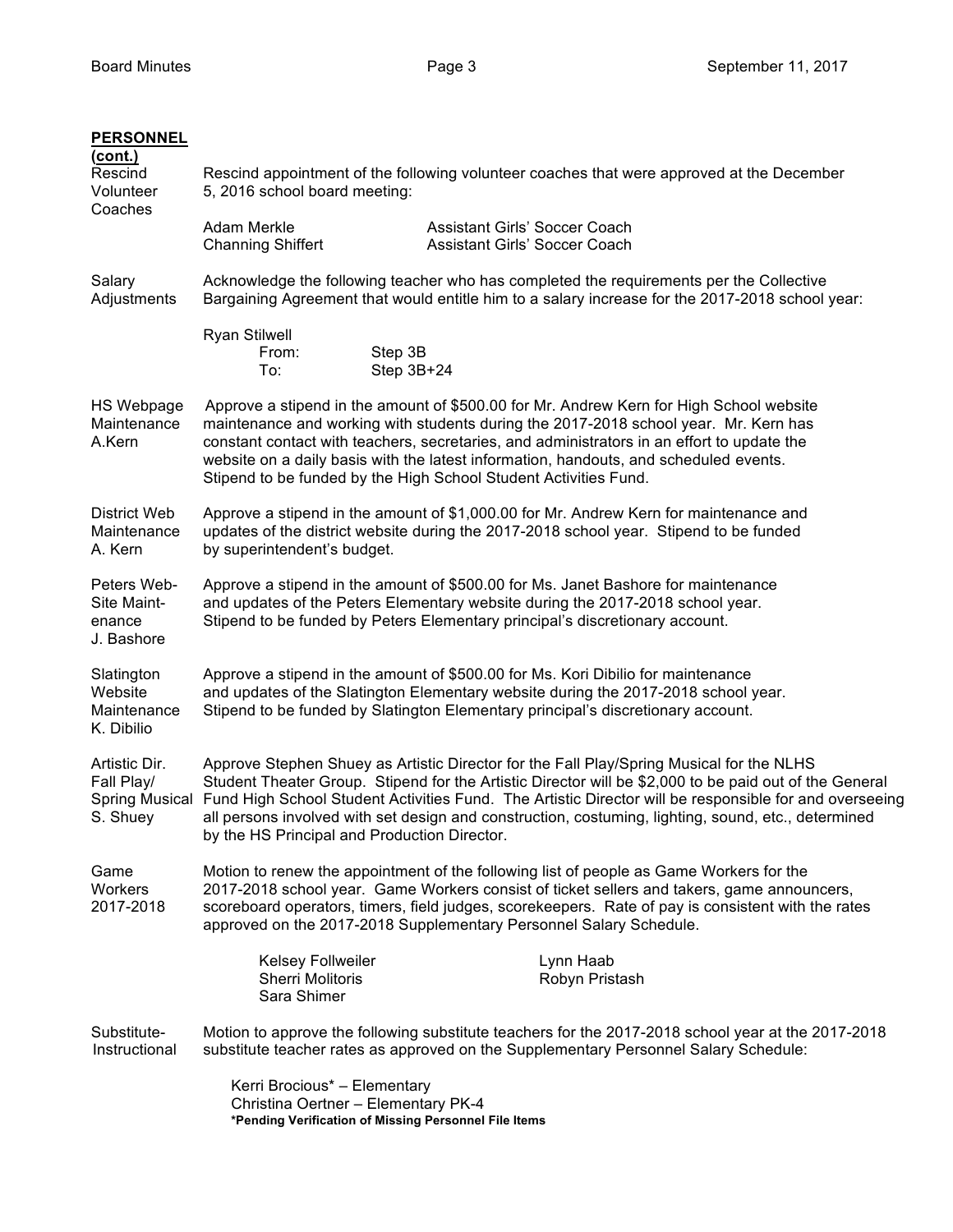**PERSONNEL (cont.)**

**Rescind Volunteer Coaches**

Rescind appointment of the following volunteer coaches that were approved at the December 5, 2016 school board meeting:

| | |
|---|---|
| Adam Merkle | Assistant Girls' Soccer Coach |
| Channing Shiffert | Assistant Girls' Soccer Coach |

**Salary Adjustments**

Acknowledge the following teacher who has completed the requirements per the Collective Bargaining Agreement that would entitle him to a salary increase for the 2017-2018 school year:

Ryan Stilwell
- From: Step 3B
- To: Step 3B+24

**HS Webpage Maintenance A.Kern**

Approve a stipend in the amount of $500.00 for Mr. Andrew Kern for High School website maintenance and working with students during the 2017-2018 school year. Mr. Kern has constant contact with teachers, secretaries, and administrators in an effort to update the website on a daily basis with the latest information, handouts, and scheduled events. Stipend to be funded by the High School Student Activities Fund.

**District Web Maintenance A. Kern**

Approve a stipend in the amount of $1,000.00 for Mr. Andrew Kern for maintenance and updates of the district website during the 2017-2018 school year. Stipend to be funded by superintendent's budget.

**Peters Web-Site Maint-enance J. Bashore**

Approve a stipend in the amount of $500.00 for Ms. Janet Bashore for maintenance and updates of the Peters Elementary website during the 2017-2018 school year. Stipend to be funded by Peters Elementary principal's discretionary account.

**Slatington Website Maintenance K. Dibilio**

Approve a stipend in the amount of $500.00 for Ms. Kori Dibilio for maintenance and updates of the Slatington Elementary website during the 2017-2018 school year. Stipend to be funded by Slatington Elementary principal's discretionary account.

**Artistic Dir. Fall Play/ Spring Musical S. Shuey**

Approve Stephen Shuey as Artistic Director for the Fall Play/Spring Musical for the NLHS Student Theater Group. Stipend for the Artistic Director will be $2,000 to be paid out of the General Fund High School Student Activities Fund. The Artistic Director will be responsible for and overseeing all persons involved with set design and construction, costuming, lighting, sound, etc., determined by the HS Principal and Production Director.

**Game Workers 2017-2018**

Motion to renew the appointment of the following list of people as Game Workers for the 2017-2018 school year. Game Workers consist of ticket sellers and takers, game announcers, scoreboard operators, timers, field judges, scorekeepers. Rate of pay is consistent with the rates approved on the 2017-2018 Supplementary Personnel Salary Schedule.

| | |
|---|---|
| Kelsey Follweiler | Lynn Haab |
| Sherri Molitoris | Robyn Pristash |
| Sara Shimer | |

**Substitute- Instructional**

Motion to approve the following substitute teachers for the 2017-2018 school year at the 2017-2018 substitute teacher rates as approved on the Supplementary Personnel Salary Schedule:

Kerri Brocious* – Elementary
Christina Oertner – Elementary PK-4
**\*Pending Verification of Missing Personnel File Items**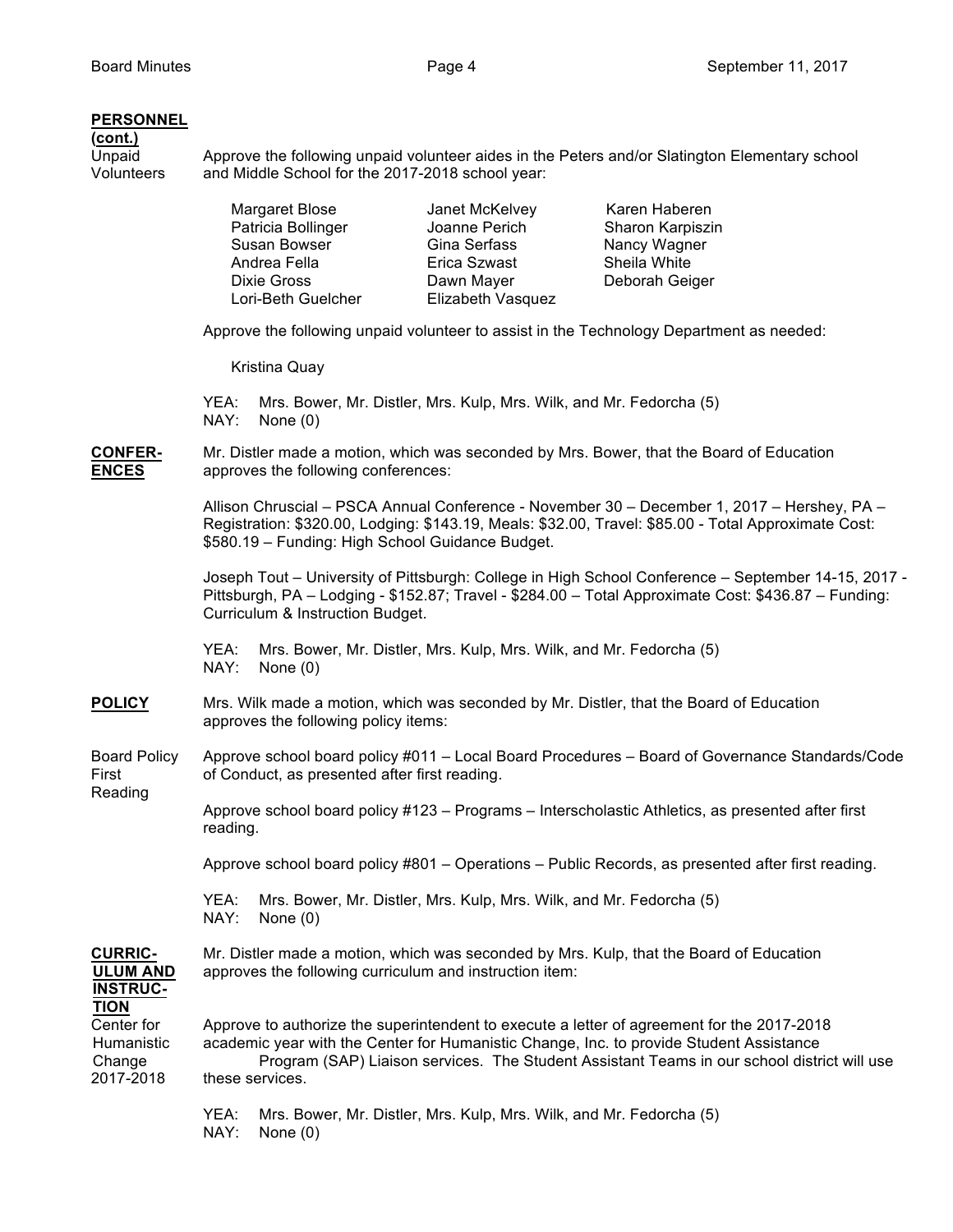**PERSONNEL (cont.)**

Unpaid Volunteers

Approve the following unpaid volunteer aides in the Peters and/or Slatington Elementary school and Middle School for the 2017-2018 school year:

| | | |
|---|---|---|
| Margaret Blose | Janet McKelvey | Karen Haberen |
| Patricia Bollinger | Joanne Perich | Sharon Karpiszin |
| Susan Bowser | Gina Serfass | Nancy Wagner |
| Andrea Fella | Erica Szwast | Sheila White |
| Dixie Gross | Dawn Mayer | Deborah Geiger |
| Lori-Beth Guelcher | Elizabeth Vasquez | |

Approve the following unpaid volunteer to assist in the Technology Department as needed:

Kristina Quay

YEA: Mrs. Bower, Mr. Distler, Mrs. Kulp, Mrs. Wilk, and Mr. Fedorcha (5)
NAY: None (0)

**CONFERENCES**

Mr. Distler made a motion, which was seconded by Mrs. Bower, that the Board of Education approves the following conferences:

Allison Chruscial – PSCA Annual Conference - November 30 – December 1, 2017 – Hershey, PA – Registration: $320.00, Lodging: $143.19, Meals: $32.00, Travel: $85.00 - Total Approximate Cost: $580.19 – Funding: High School Guidance Budget.

Joseph Tout – University of Pittsburgh: College in High School Conference – September 14-15, 2017 - Pittsburgh, PA – Lodging - $152.87; Travel - $284.00 – Total Approximate Cost: $436.87 – Funding: Curriculum & Instruction Budget.

YEA: Mrs. Bower, Mr. Distler, Mrs. Kulp, Mrs. Wilk, and Mr. Fedorcha (5)
NAY: None (0)

**POLICY**

Mrs. Wilk made a motion, which was seconded by Mr. Distler, that the Board of Education approves the following policy items:

Board Policy First Reading

Approve school board policy #011 – Local Board Procedures – Board of Governance Standards/Code of Conduct, as presented after first reading.

Approve school board policy #123 – Programs – Interscholastic Athletics, as presented after first reading.

Approve school board policy #801 – Operations – Public Records, as presented after first reading.

YEA: Mrs. Bower, Mr. Distler, Mrs. Kulp, Mrs. Wilk, and Mr. Fedorcha (5)
NAY: None (0)

**CURRICULUM AND INSTRUCTION**

Mr. Distler made a motion, which was seconded by Mrs. Kulp, that the Board of Education approves the following curriculum and instruction item:

Center for Humanistic Change 2017-2018

Approve to authorize the superintendent to execute a letter of agreement for the 2017-2018 academic year with the Center for Humanistic Change, Inc. to provide Student Assistance Program (SAP) Liaison services. The Student Assistant Teams in our school district will use these services.

YEA: Mrs. Bower, Mr. Distler, Mrs. Kulp, Mrs. Wilk, and Mr. Fedorcha (5)
NAY: None (0)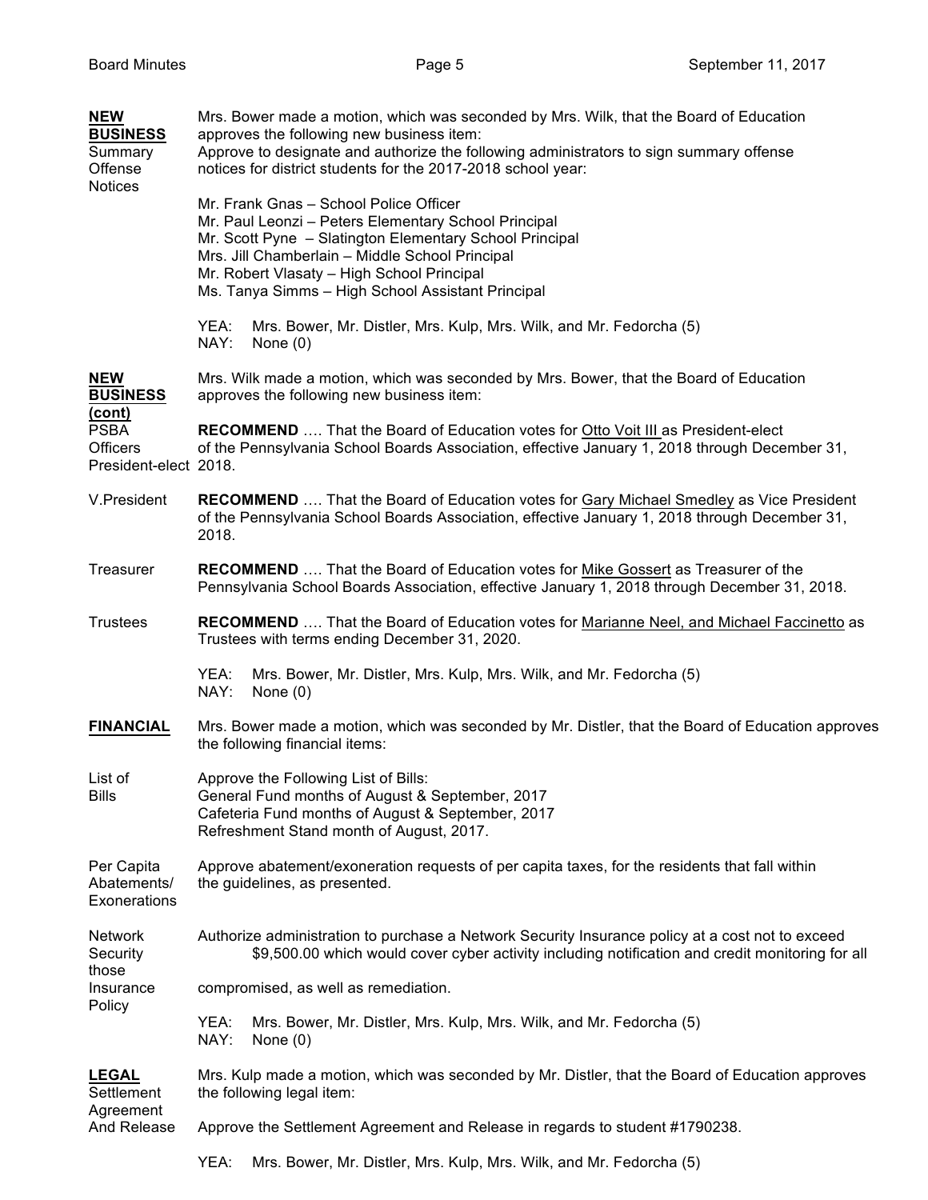**NEW BUSINESS**
Summary Offense Notices

Mrs. Bower made a motion, which was seconded by Mrs. Wilk, that the Board of Education approves the following new business item:
Approve to designate and authorize the following administrators to sign summary offense notices for district students for the 2017-2018 school year:

Mr. Frank Gnas – School Police Officer
Mr. Paul Leonzi – Peters Elementary School Principal
Mr. Scott Pyne – Slatington Elementary School Principal
Mrs. Jill Chamberlain – Middle School Principal
Mr. Robert Vlasaty – High School Principal
Ms. Tanya Simms – High School Assistant Principal

YEA: Mrs. Bower, Mr. Distler, Mrs. Kulp, Mrs. Wilk, and Mr. Fedorcha (5)
NAY: None (0)

**NEW BUSINESS (cont)**

Mrs. Wilk made a motion, which was seconded by Mrs. Bower, that the Board of Education approves the following new business item:

PSBA Officers President-elect

**RECOMMEND** …. That the Board of Education votes for Otto Voit III as President-elect of the Pennsylvania School Boards Association, effective January 1, 2018 through December 31, 2018.

V.President

**RECOMMEND** …. That the Board of Education votes for Gary Michael Smedley as Vice President of the Pennsylvania School Boards Association, effective January 1, 2018 through December 31, 2018.

Treasurer

**RECOMMEND** …. That the Board of Education votes for Mike Gossert as Treasurer of the Pennsylvania School Boards Association, effective January 1, 2018 through December 31, 2018.

Trustees

**RECOMMEND** …. That the Board of Education votes for Marianne Neel, and Michael Faccinetto as Trustees with terms ending December 31, 2020.

YEA: Mrs. Bower, Mr. Distler, Mrs. Kulp, Mrs. Wilk, and Mr. Fedorcha (5)
NAY: None (0)

**FINANCIAL**

Mrs. Bower made a motion, which was seconded by Mr. Distler, that the Board of Education approves the following financial items:

List of Bills

Approve the Following List of Bills:
General Fund months of August & September, 2017
Cafeteria Fund months of August & September, 2017
Refreshment Stand month of August, 2017.

Per Capita Abatements/ Exonerations

Approve abatement/exoneration requests of per capita taxes, for the residents that fall within the guidelines, as presented.

Network Security Insurance Policy

Authorize administration to purchase a Network Security Insurance policy at a cost not to exceed $9,500.00 which would cover cyber activity including notification and credit monitoring for all those compromised, as well as remediation.

YEA: Mrs. Bower, Mr. Distler, Mrs. Kulp, Mrs. Wilk, and Mr. Fedorcha (5)
NAY: None (0)

**LEGAL**
Settlement Agreement And Release

Mrs. Kulp made a motion, which was seconded by Mr. Distler, that the Board of Education approves the following legal item:

Approve the Settlement Agreement and Release in regards to student #1790238.

YEA: Mrs. Bower, Mr. Distler, Mrs. Kulp, Mrs. Wilk, and Mr. Fedorcha (5)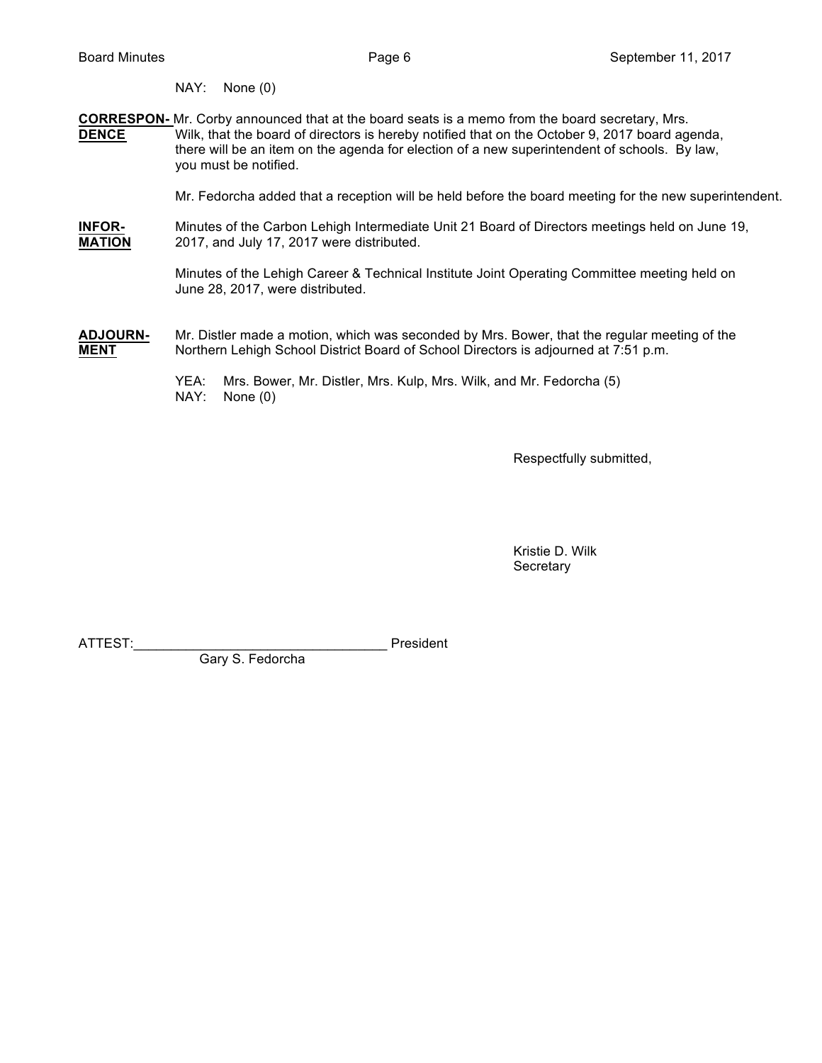NAY: None (0)

**CORRESPONDENCE** Mr. Corby announced that at the board seats is a memo from the board secretary, Mrs. Wilk, that the board of directors is hereby notified that on the October 9, 2017 board agenda, there will be an item on the agenda for election of a new superintendent of schools. By law, you must be notified.

Mr. Fedorcha added that a reception will be held before the board meeting for the new superintendent.

**INFORMATION** Minutes of the Carbon Lehigh Intermediate Unit 21 Board of Directors meetings held on June 19, 2017, and July 17, 2017 were distributed.

Minutes of the Lehigh Career & Technical Institute Joint Operating Committee meeting held on June 28, 2017, were distributed.

**ADJOURNMENT** Mr. Distler made a motion, which was seconded by Mrs. Bower, that the regular meeting of the Northern Lehigh School District Board of School Directors is adjourned at 7:51 p.m.

YEA: Mrs. Bower, Mr. Distler, Mrs. Kulp, Mrs. Wilk, and Mr. Fedorcha (5)
NAY: None (0)

Respectfully submitted,

Kristie D. Wilk
Secretary

ATTEST:__________________________________ President
Gary S. Fedorcha